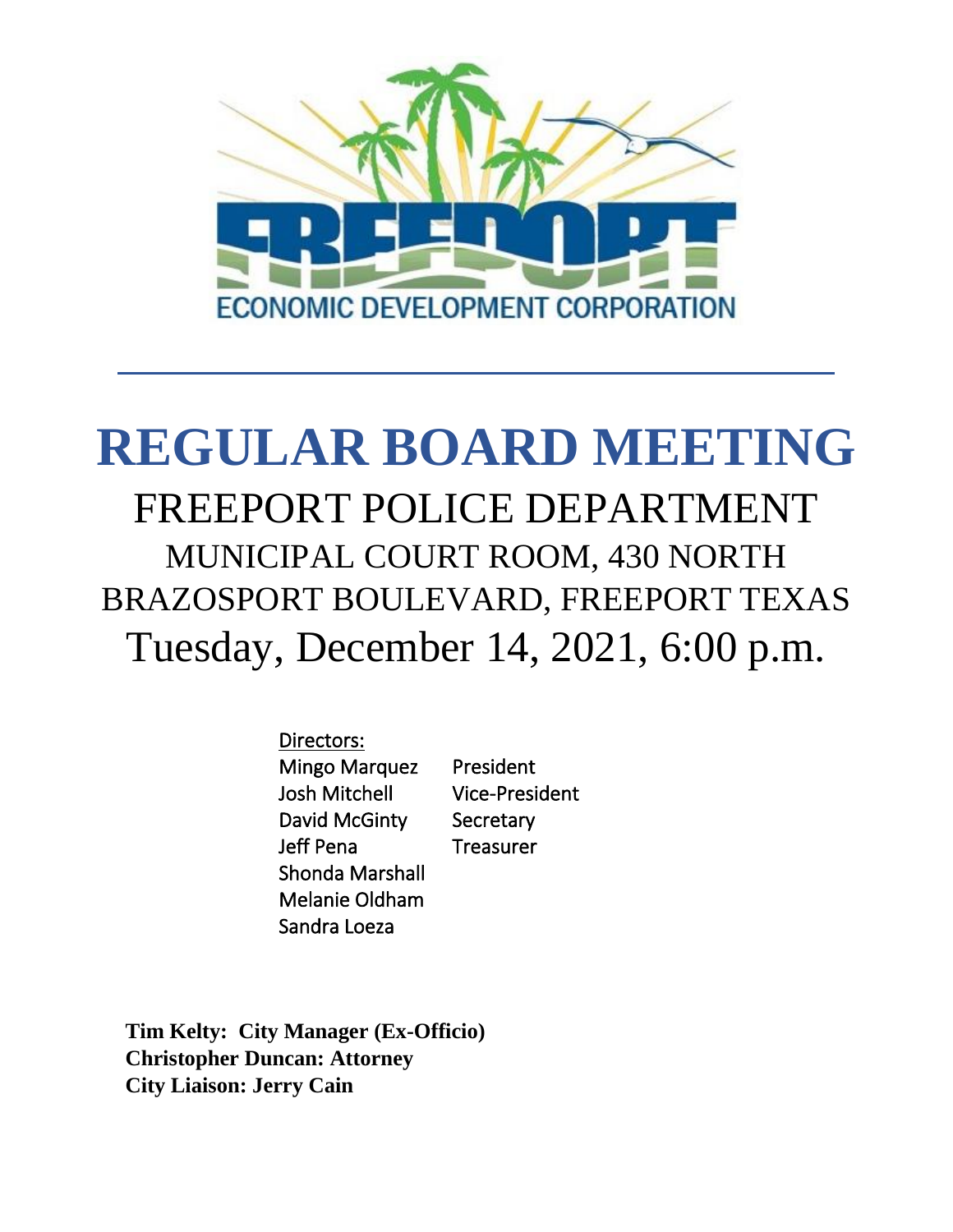FREEPORT ECONOMIC DEVELOPMENT CORPORATION

# REGULAR BOARD MEETING

## FREEPORT POLICE DEPARTMENT

### MUNICIPAL COURT ROOM, 430 NORTH BRAZOSPORT BOULEVARD, FREEPORT TEXAS

## Tuesday, December 14, 2021, 6:00 p.m.

Directors:

| | |
|---|---|
| Mingo Marquez | President |
| Josh Mitchell | Vice-President |
| David McGinty | Secretary |
| Jeff Pena | Treasurer |
| Shonda Marshall | |
| Melanie Oldham | |
| Sandra Loeza | |

**Tim Kelty: City Manager (Ex-Officio)**
**Christopher Duncan: Attorney**
**City Liaison: Jerry Cain**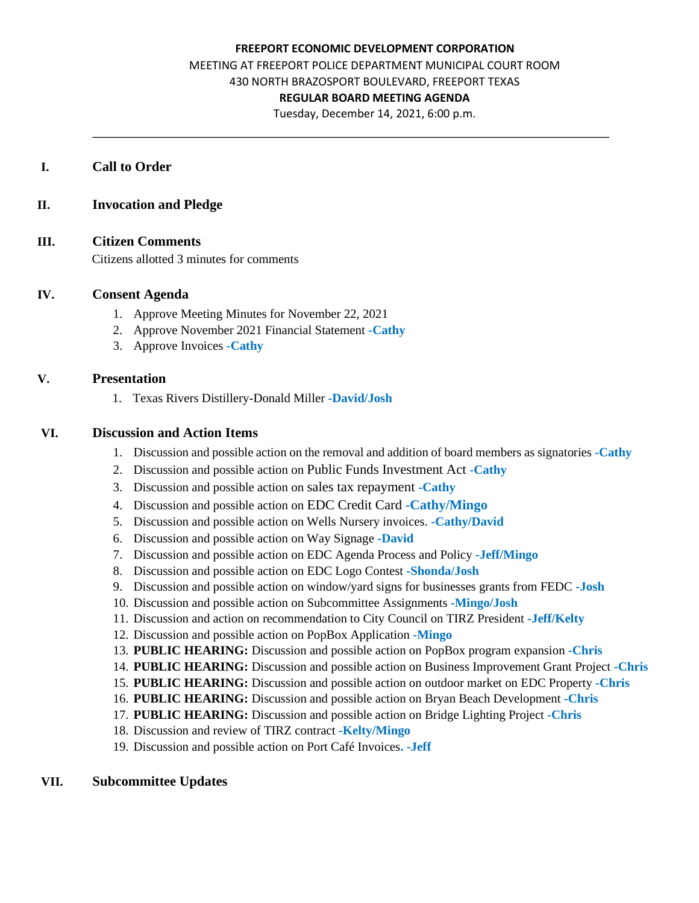**FREEPORT ECONOMIC DEVELOPMENT CORPORATION**

MEETING AT FREEPORT POLICE DEPARTMENT MUNICIPAL COURT ROOM

430 NORTH BRAZOSPORT BOULEVARD, FREEPORT TEXAS

**REGULAR BOARD MEETING AGENDA**

Tuesday, December 14, 2021, 6:00 p.m.

---

## I. Call to Order

## II. Invocation and Pledge

## III. Citizen Comments

Citizens allotted 3 minutes for comments

## IV. Consent Agenda

1. Approve Meeting Minutes for November 22, 2021
2. Approve November 2021 Financial Statement **-Cathy**
3. Approve Invoices **-Cathy**

## V. Presentation

1. Texas Rivers Distillery-Donald Miller **-David/Josh**

## VI. Discussion and Action Items

1. Discussion and possible action on the removal and addition of board members as signatories **-Cathy**
2. Discussion and possible action on Public Funds Investment Act **-Cathy**
3. Discussion and possible action on sales tax repayment **-Cathy**
4. Discussion and possible action on EDC Credit Card **-Cathy/Mingo**
5. Discussion and possible action on Wells Nursery invoices. **-Cathy/David**
6. Discussion and possible action on Way Signage **-David**
7. Discussion and possible action on EDC Agenda Process and Policy **-Jeff/Mingo**
8. Discussion and possible action on EDC Logo Contest **-Shonda/Josh**
9. Discussion and possible action on window/yard signs for businesses grants from FEDC **-Josh**
10. Discussion and possible action on Subcommittee Assignments **-Mingo/Josh**
11. Discussion and action on recommendation to City Council on TIRZ President **-Jeff/Kelty**
12. Discussion and possible action on PopBox Application **-Mingo**
13. **PUBLIC HEARING:** Discussion and possible action on PopBox program expansion **-Chris**
14. **PUBLIC HEARING:** Discussion and possible action on Business Improvement Grant Project **-Chris**
15. **PUBLIC HEARING:** Discussion and possible action on outdoor market on EDC Property **-Chris**
16. **PUBLIC HEARING:** Discussion and possible action on Bryan Beach Development **-Chris**
17. **PUBLIC HEARING:** Discussion and possible action on Bridge Lighting Project **-Chris**
18. Discussion and review of TIRZ contract **-Kelty/Mingo**
19. Discussion and possible action on Port Café Invoices**. -Jeff**

## VII. Subcommittee Updates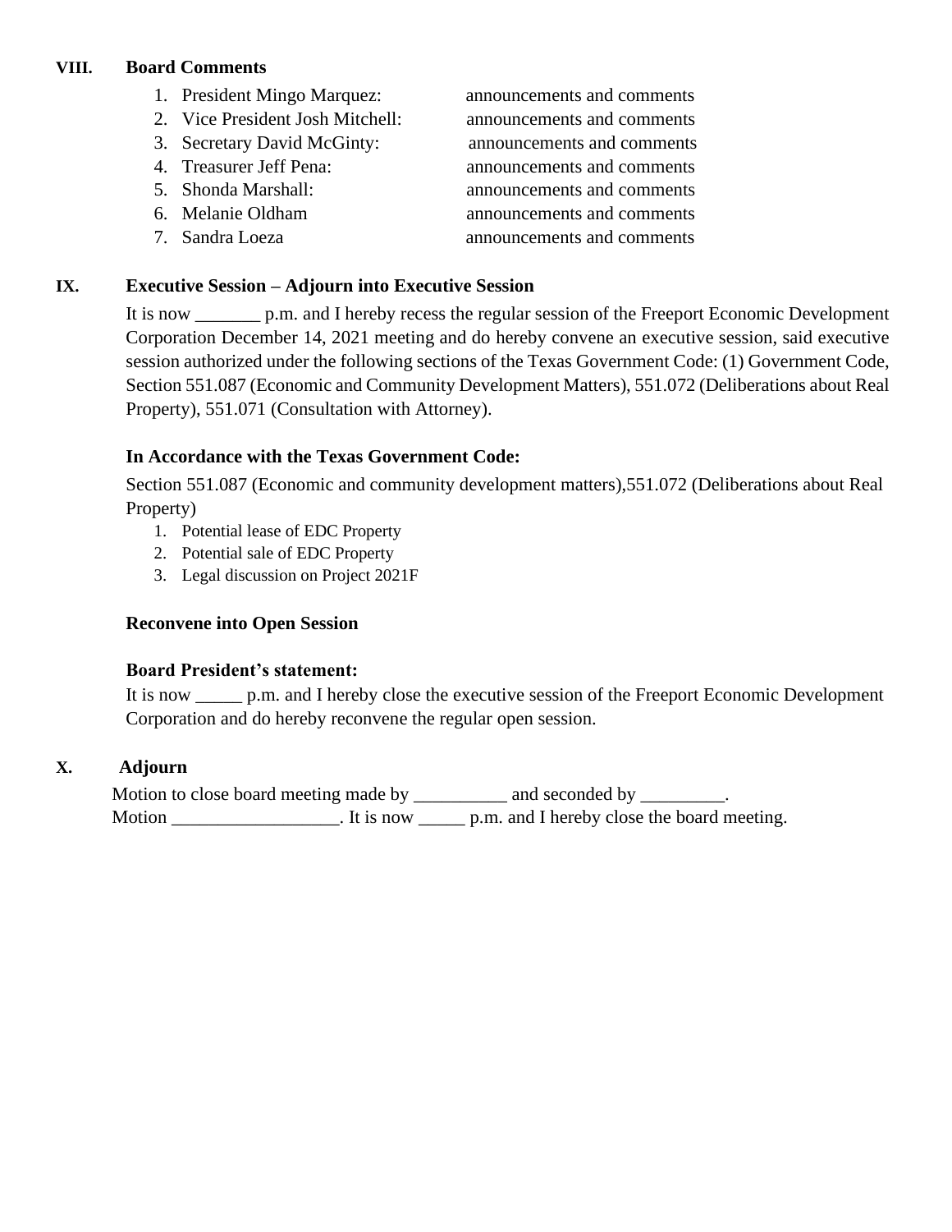**VIII. Board Comments**

1. President Mingo Marquez: announcements and comments
2. Vice President Josh Mitchell: announcements and comments
3. Secretary David McGinty: announcements and comments
4. Treasurer Jeff Pena: announcements and comments
5. Shonda Marshall: announcements and comments
6. Melanie Oldham announcements and comments
7. Sandra Loeza announcements and comments

**IX. Executive Session – Adjourn into Executive Session**

It is now _______ p.m. and I hereby recess the regular session of the Freeport Economic Development Corporation December 14, 2021 meeting and do hereby convene an executive session, said executive session authorized under the following sections of the Texas Government Code: (1) Government Code, Section 551.087 (Economic and Community Development Matters), 551.072 (Deliberations about Real Property), 551.071 (Consultation with Attorney).

**In Accordance with the Texas Government Code:**

Section 551.087 (Economic and community development matters),551.072 (Deliberations about Real Property)

1. Potential lease of EDC Property
2. Potential sale of EDC Property
3. Legal discussion on Project 2021F

**Reconvene into Open Session**

**Board President's statement:**

It is now _____ p.m. and I hereby close the executive session of the Freeport Economic Development Corporation and do hereby reconvene the regular open session.

**X. Adjourn**

Motion to close board meeting made by __________ and seconded by _________.
Motion __________________. It is now _____ p.m. and I hereby close the board meeting.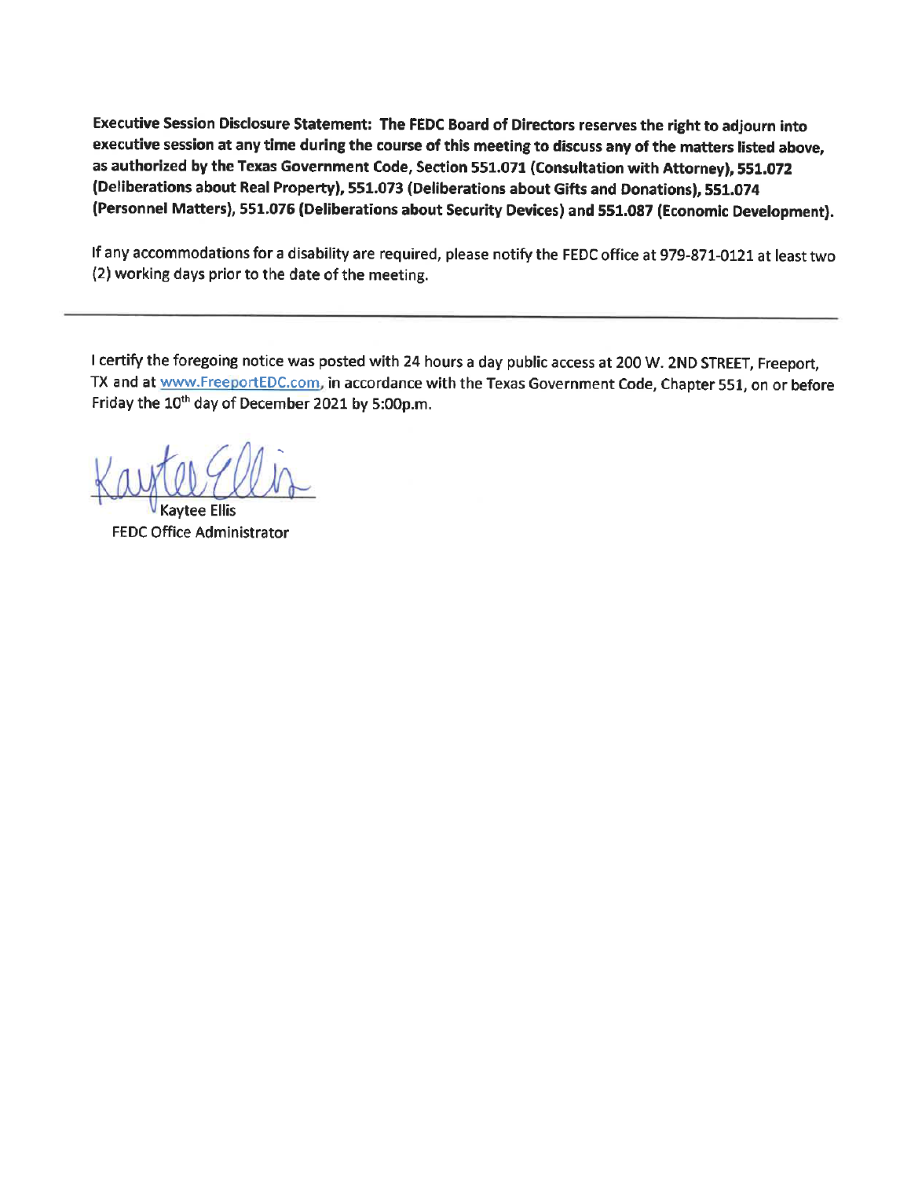**Executive Session Disclosure Statement: The FEDC Board of Directors reserves the right to adjourn into executive session at any time during the course of this meeting to discuss any of the matters listed above, as authorized by the Texas Government Code, Section 551.071 (Consultation with Attorney), 551.072 (Deliberations about Real Property), 551.073 (Deliberations about Gifts and Donations), 551.074 (Personnel Matters), 551.076 (Deliberations about Security Devices) and 551.087 (Economic Development).**

If any accommodations for a disability are required, please notify the FEDC office at 979-871-0121 at least two (2) working days prior to the date of the meeting.

---

I certify the foregoing notice was posted with 24 hours a day public access at 200 W. 2ND STREET, Freeport, TX and at www.FreeportEDC.com, in accordance with the Texas Government Code, Chapter 551, on or before Friday the 10th day of December 2021 by 5:00p.m.

Kaytee Ellis
FEDC Office Administrator